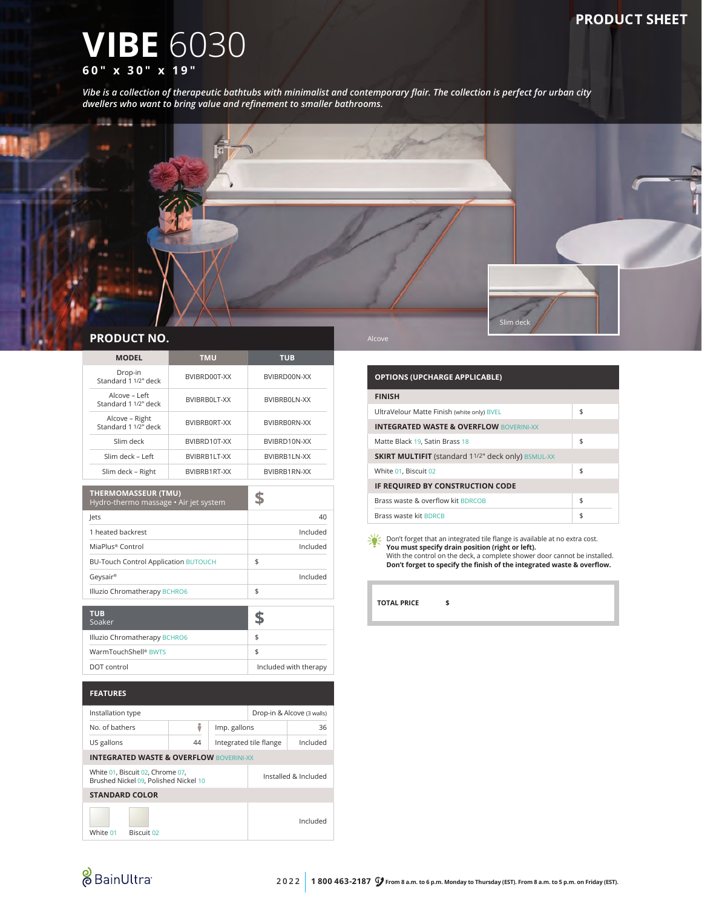PRODUCT SHEET

# VIBE 6030

**60" x 30" x 19"**

*Vibe is a collection of therapeutic bathtubs with minimalist and contemporary flair. The collection is perfect for urban city dwellers who want to bring value and refinement to smaller bathrooms.*

Slim deck

Alcove

## PRODUCT NO.

| MODEL | TMU | TUB |
|---|---|---|
| Drop-in Standard 1 1/2" deck | BVIBRD00T-XX | BVIBRD00N-XX |
| Alcove – Left Standard 1 1/2" deck | BVIBRB0LT-XX | BVIBRB0LN-XX |
| Alcove – Right Standard 1 1/2" deck | BVIBRB0RT-XX | BVIBRB0RN-XX |
| Slim deck | BVIBRD10T-XX | BVIBRD10N-XX |
| Slim deck – Left | BVIBRB1LT-XX | BVIBRB1LN-XX |
| Slim deck – Right | BVIBRB1RT-XX | BVIBRB1RN-XX |

| THERMOMASSEUR (TMU) Hydro-thermo massage • Air jet system | $ |
|---|---|
| Jets | 40 |
| 1 heated backrest | Included |
| MiaPlus® Control | Included |
| BU-Touch Control Application BUTOUCH | $ |
| Geysair® | Included |
| Illuzio Chromatherapy BCHRO6 | $ |

| TUB Soaker | $ |
|---|---|
| Illuzio Chromatherapy BCHRO6 | $ |
| WarmTouchShell® BWTS | $ |
| DOT control | Included with therapy |

### FEATURES

| | | | |
|---|---|---|---|
| Installation type | | Drop-in & Alcove (3 walls) | |
| No. of bathers | 1 | Imp. gallons | 36 |
| US gallons | 44 | Integrated tile flange | Included |

**INTEGRATED WASTE & OVERFLOW** BOVERINI-XX

| | |
|---|---|
| White 01, Biscuit 02, Chrome 07, Brushed Nickel 09, Polished Nickel 10 | Installed & Included |

**STANDARD COLOR**

| | |
|---|---|
| White 01, Biscuit 02 | Included |

| OPTIONS (UPCHARGE APPLICABLE) | |
|---|---|
| **FINISH** | |
| UltraVelour Matte Finish (white only) BVEL | $ |
| **INTEGRATED WASTE & OVERFLOW** BOVERINI-XX | |
| Matte Black 19, Satin Brass 18 | $ |
| **SKIRT MULTIFIT** (standard 1 1/2" deck only) BSMUL-XX | |
| White 01, Biscuit 02 | $ |
| **IF REQUIRED BY CONSTRUCTION CODE** | |
| Brass waste & overflow kit BDRCOB | $ |
| Brass waste kit BDRCB | $ |

Don't forget that an integrated tile flange is available at no extra cost.
**You must specify drain position (right or left).**
With the control on the deck, a complete shower door cannot be installed.
**Don't forget to specify the finish of the integrated waste & overflow.**

**TOTAL PRICE** $

BainUltra 2022 | **1 800 463-2187** From 8 a.m. to 6 p.m. Monday to Thursday (EST). From 8 a.m. to 5 p.m. on Friday (EST).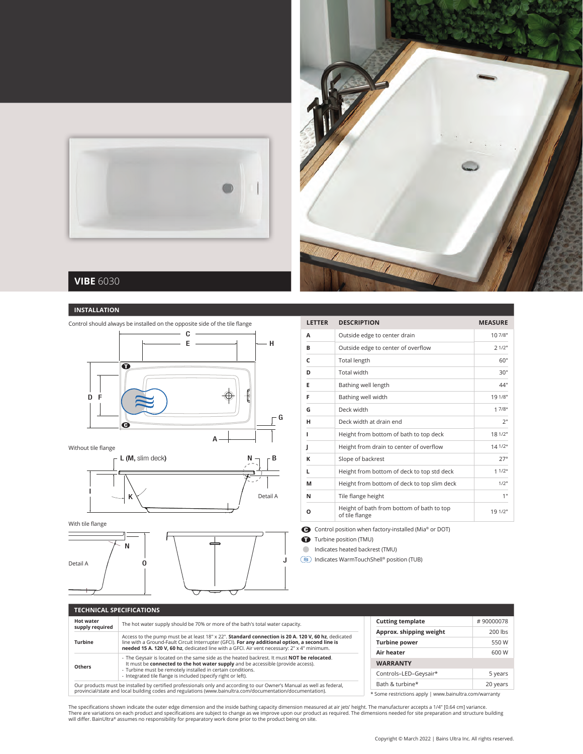## VIBE 6030

### INSTALLATION

Control should always be installed on the opposite side of the tile flange

Without tile flange

With tile flange

| LETTER | DESCRIPTION | MEASURE |
|---|---|---|
| A | Outside edge to center drain | 10 7/8" |
| B | Outside edge to center of overflow | 2 1/2" |
| C | Total length | 60" |
| D | Total width | 30" |
| E | Bathing well length | 44" |
| F | Bathing well width | 19 1/8" |
| G | Deck width | 1 7/8" |
| H | Deck width at drain end | 2" |
| I | Height from bottom of bath to top deck | 18 1/2" |
| J | Height from drain to center of overflow | 14 1/2" |
| K | Slope of backrest | 27° |
| L | Height from bottom of deck to top std deck | 1 1/2" |
| M | Height from bottom of deck to top slim deck | 1/2" |
| N | Tile flange height | 1" |
| O | Height of bath from bottom of bath to top of tile flange | 19 1/2" |

- C — Control position when factory-installed (Mia® or DOT)
- T — Turbine position (TMU)
- Indicates heated backrest (TMU)
- Indicates WarmTouchShell® position (TUB)

### TECHNICAL SPECIFICATIONS

| | |
|---|---|
| **Hot water supply required** | The hot water supply should be 70% or more of the bath's total water capacity. |
| **Turbine** | Access to the pump must be at least 18" x 22". **Standard connection is 20 A. 120 V, 60 hz**, dedicated line with a Ground-Fault Circuit Interrupter (GFCI). **For any additional option, a second line is needed 15 A. 120 V, 60 hz**, dedicated line with a GFCI. Air vent necessary: 2" x 4" minimum. |
| **Others** | - The Geysair is located on the same side as the heated backrest. It must **NOT be relocated**. It must be **connected to the hot water supply** and be accessible (provide access).<br>- Turbine must be remotely installed in certain conditions.<br>- Integrated tile flange is included (specify right or left). |

Our products must be installed by certified professionals only and according to our Owner's Manual as well as federal, provincial/state and local building codes and regulations (www.bainultra.com/documentation/documentation).

| | |
|---|---|
| **Cutting template** | # 90000078 |
| **Approx. shipping weight** | 200 lbs |
| **Turbine power** | 550 W |
| **Air heater** | 600 W |
| **WARRANTY** | |
| Controls-LED-Geysair* | 5 years |
| Bath & turbine* | 20 years |

* Some restrictions apply | www.bainultra.com/warranty

The specifications shown indicate the outer edge dimension and the inside bathing capacity dimension measured at air jets' height. The manufacturer accepts a 1/4" [0.64 cm] variance. There are variations on each product and specifications are subject to change as we improve upon our product as required. The dimensions needed for site preparation and structure building will differ. BainUltra® assumes no responsibility for preparatory work done prior to the product being on site.

Copyright © March 2022 | Bains Ultra Inc. All rights reserved.